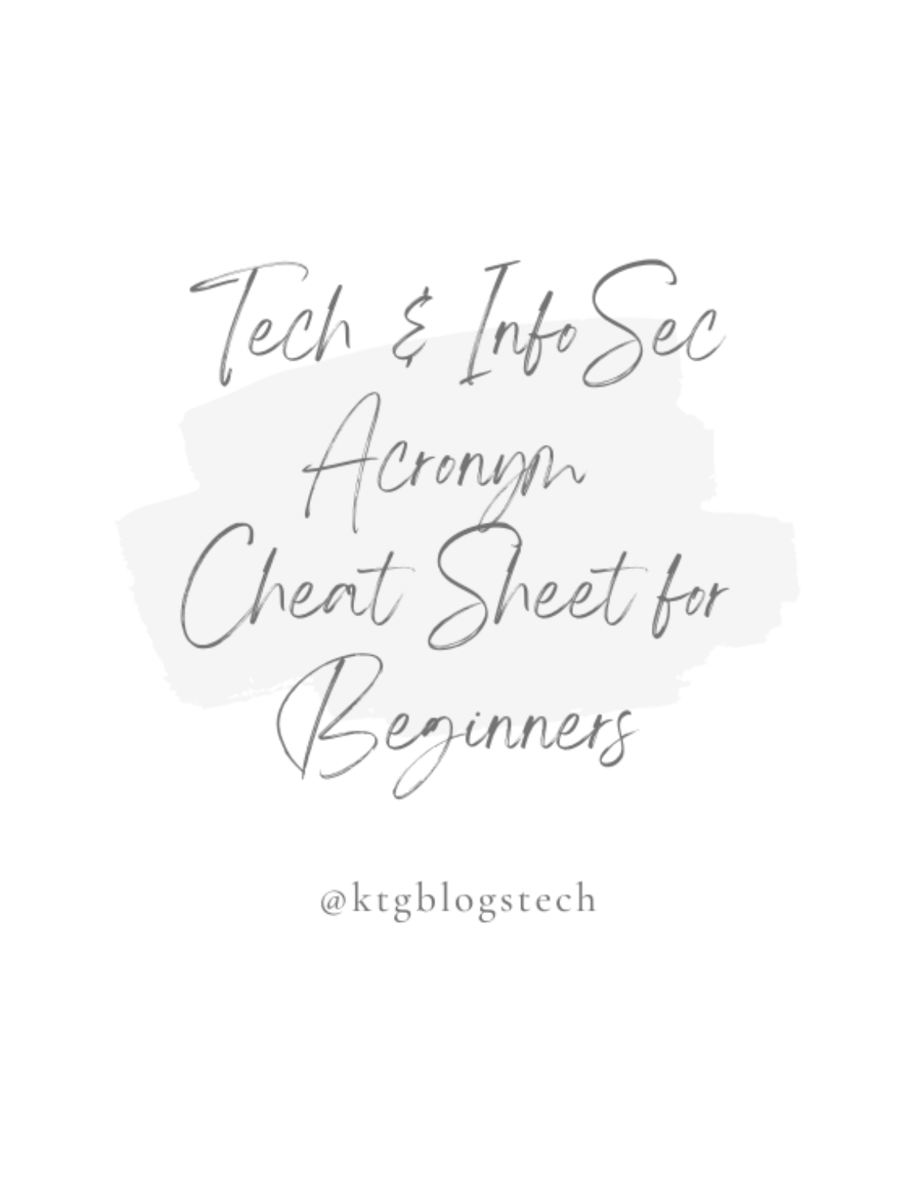# Tech & InfoSec Acronym Cheat Sheet for Beginners

@ktgblogstech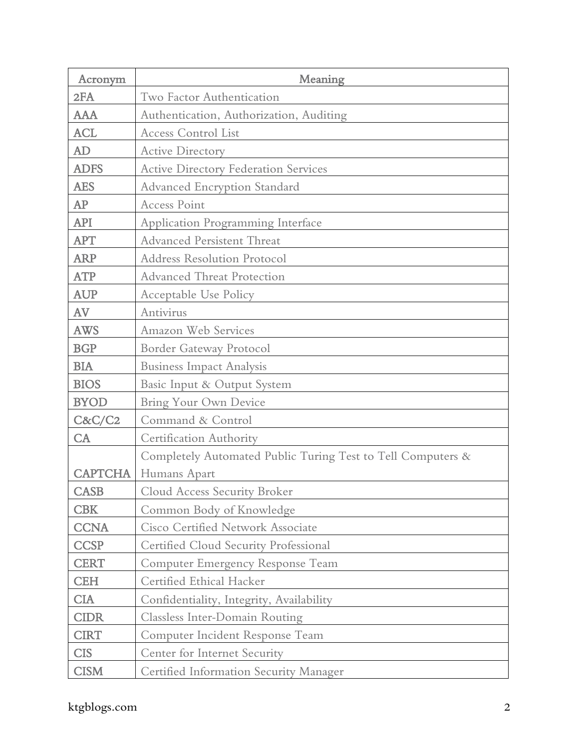| Acronym | Meaning |
| --- | --- |
| 2FA | Two Factor Authentication |
| AAA | Authentication, Authorization, Auditing |
| ACL | Access Control List |
| AD | Active Directory |
| ADFS | Active Directory Federation Services |
| AES | Advanced Encryption Standard |
| AP | Access Point |
| API | Application Programming Interface |
| APT | Advanced Persistent Threat |
| ARP | Address Resolution Protocol |
| ATP | Advanced Threat Protection |
| AUP | Acceptable Use Policy |
| AV | Antivirus |
| AWS | Amazon Web Services |
| BGP | Border Gateway Protocol |
| BIA | Business Impact Analysis |
| BIOS | Basic Input & Output System |
| BYOD | Bring Your Own Device |
| C&C/C2 | Command & Control |
| CA | Certification Authority |
| CAPTCHA | Completely Automated Public Turing Test to Tell Computers & Humans Apart |
| CASB | Cloud Access Security Broker |
| CBK | Common Body of Knowledge |
| CCNA | Cisco Certified Network Associate |
| CCSP | Certified Cloud Security Professional |
| CERT | Computer Emergency Response Team |
| CEH | Certified Ethical Hacker |
| CIA | Confidentiality, Integrity, Availability |
| CIDR | Classless Inter-Domain Routing |
| CIRT | Computer Incident Response Team |
| CIS | Center for Internet Security |
| CISM | Certified Information Security Manager |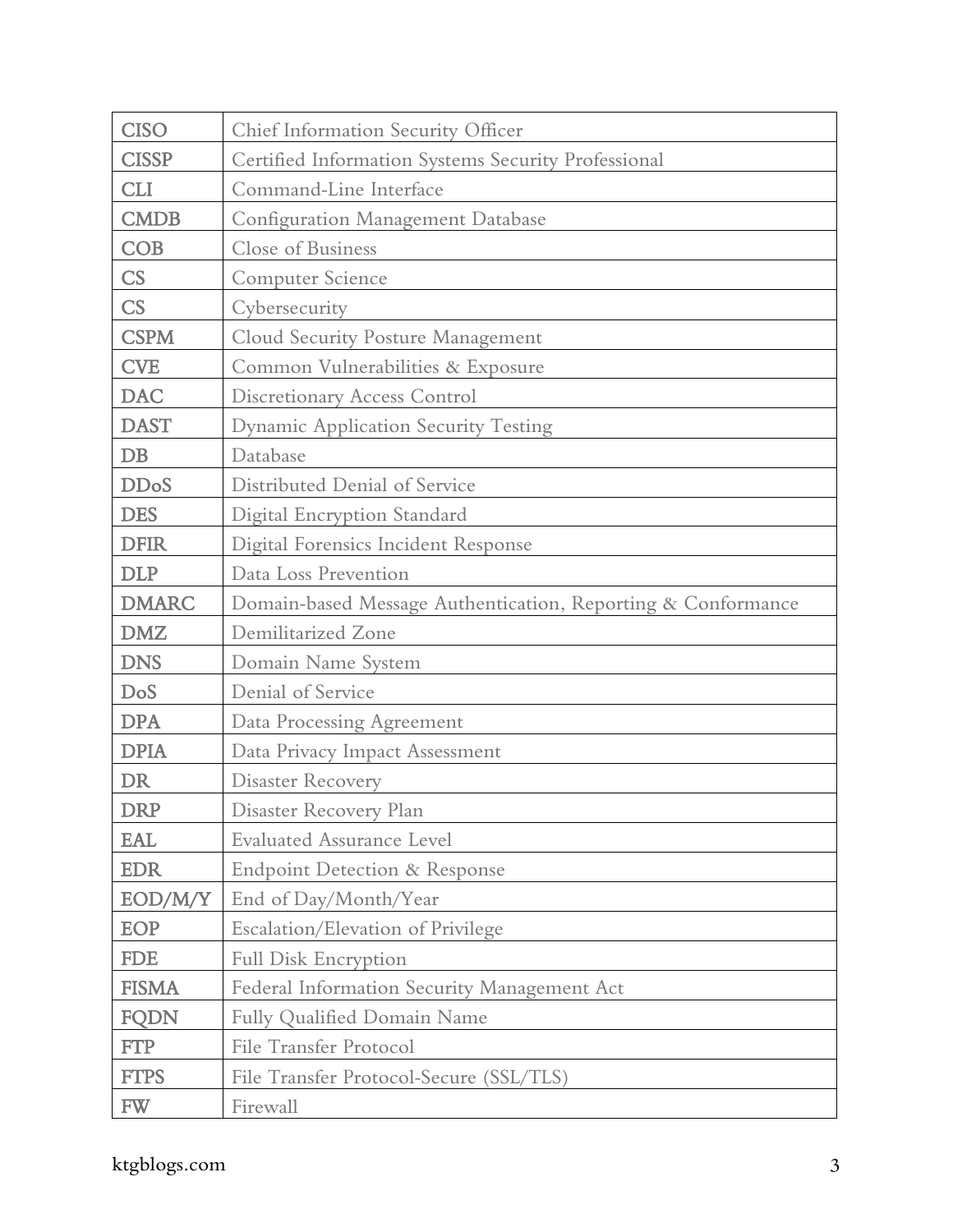| | |
|---|---|
| CISO | Chief Information Security Officer |
| CISSP | Certified Information Systems Security Professional |
| CLI | Command-Line Interface |
| CMDB | Configuration Management Database |
| COB | Close of Business |
| CS | Computer Science |
| CS | Cybersecurity |
| CSPM | Cloud Security Posture Management |
| CVE | Common Vulnerabilities & Exposure |
| DAC | Discretionary Access Control |
| DAST | Dynamic Application Security Testing |
| DB | Database |
| DDoS | Distributed Denial of Service |
| DES | Digital Encryption Standard |
| DFIR | Digital Forensics Incident Response |
| DLP | Data Loss Prevention |
| DMARC | Domain-based Message Authentication, Reporting & Conformance |
| DMZ | Demilitarized Zone |
| DNS | Domain Name System |
| DoS | Denial of Service |
| DPA | Data Processing Agreement |
| DPIA | Data Privacy Impact Assessment |
| DR | Disaster Recovery |
| DRP | Disaster Recovery Plan |
| EAL | Evaluated Assurance Level |
| EDR | Endpoint Detection & Response |
| EOD/M/Y | End of Day/Month/Year |
| EOP | Escalation/Elevation of Privilege |
| FDE | Full Disk Encryption |
| FISMA | Federal Information Security Management Act |
| FQDN | Fully Qualified Domain Name |
| FTP | File Transfer Protocol |
| FTPS | File Transfer Protocol-Secure (SSL/TLS) |
| FW | Firewall |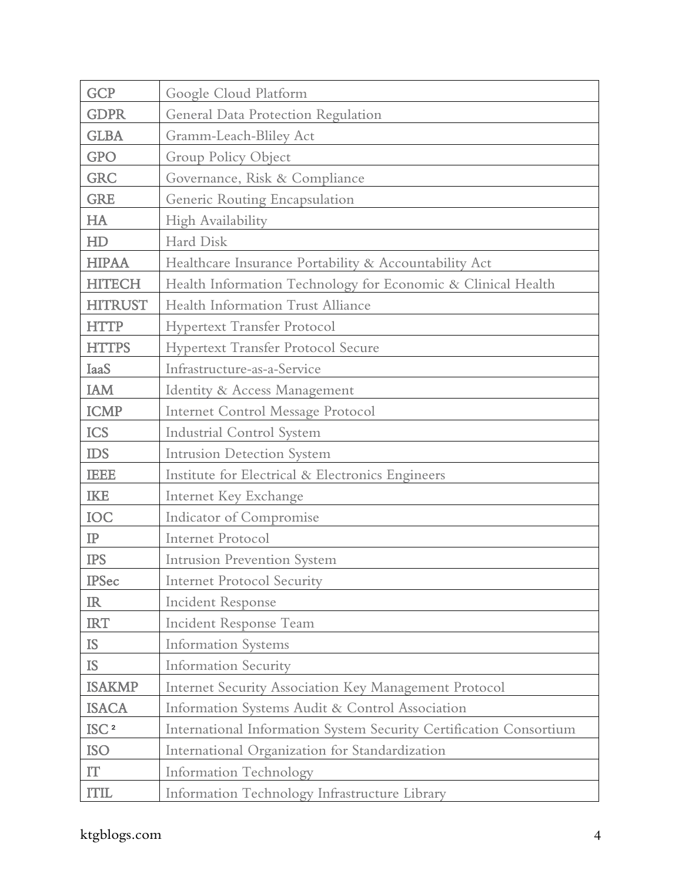| GCP | Google Cloud Platform |
| --- | --- |
| GDPR | General Data Protection Regulation |
| GLBA | Gramm-Leach-Bliley Act |
| GPO | Group Policy Object |
| GRC | Governance, Risk & Compliance |
| GRE | Generic Routing Encapsulation |
| HA | High Availability |
| HD | Hard Disk |
| HIPAA | Healthcare Insurance Portability & Accountability Act |
| HITECH | Health Information Technology for Economic & Clinical Health |
| HITRUST | Health Information Trust Alliance |
| HTTP | Hypertext Transfer Protocol |
| HTTPS | Hypertext Transfer Protocol Secure |
| IaaS | Infrastructure-as-a-Service |
| IAM | Identity & Access Management |
| ICMP | Internet Control Message Protocol |
| ICS | Industrial Control System |
| IDS | Intrusion Detection System |
| IEEE | Institute for Electrical & Electronics Engineers |
| IKE | Internet Key Exchange |
| IOC | Indicator of Compromise |
| IP | Internet Protocol |
| IPS | Intrusion Prevention System |
| IPSec | Internet Protocol Security |
| IR | Incident Response |
| IRT | Incident Response Team |
| IS | Information Systems |
| IS | Information Security |
| ISAKMP | Internet Security Association Key Management Protocol |
| ISACA | Information Systems Audit & Control Association |
| ISC$^2$ | International Information System Security Certification Consortium |
| ISO | International Organization for Standardization |
| IT | Information Technology |
| ITIL | Information Technology Infrastructure Library |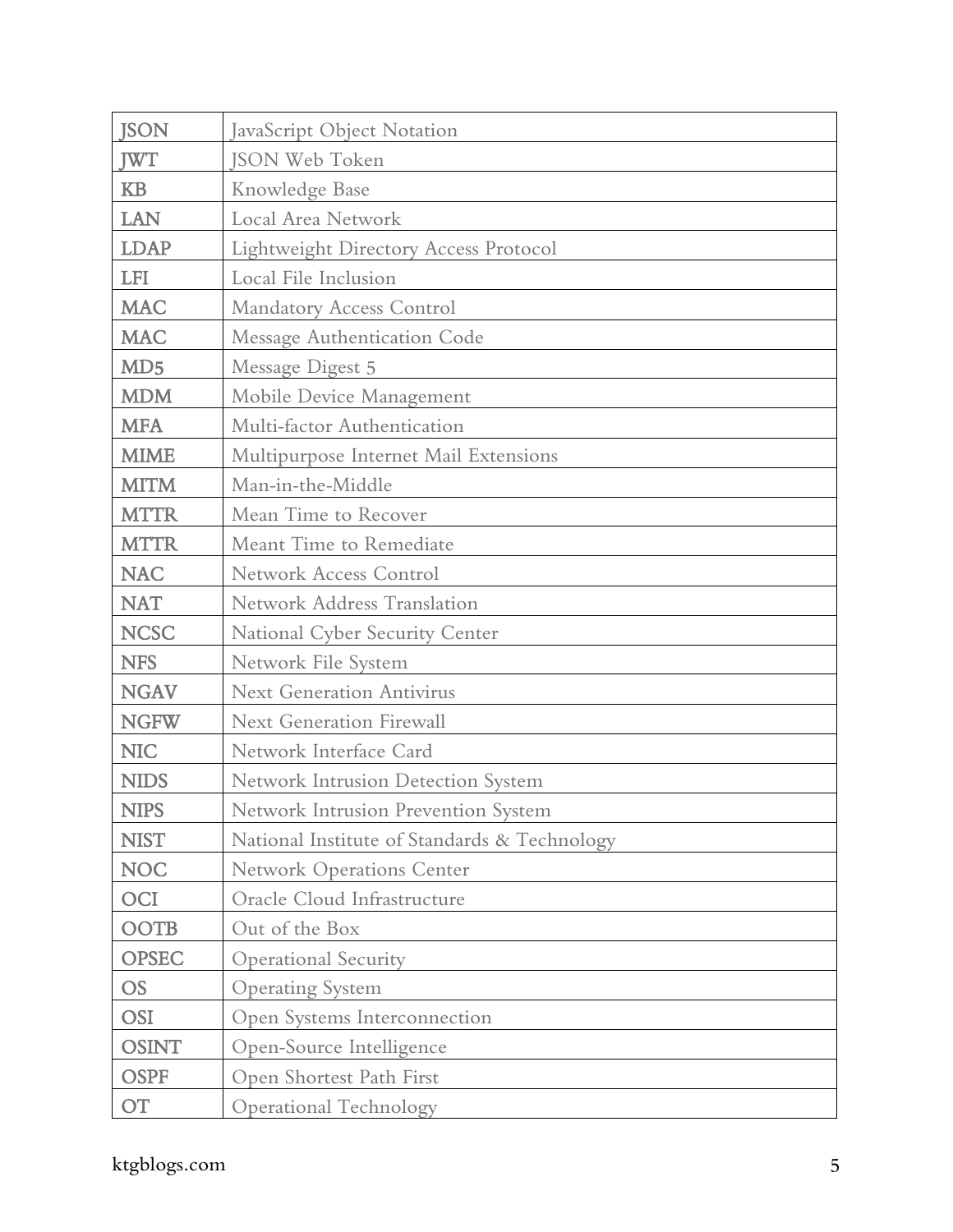| JSON | JavaScript Object Notation |
|---|---|
| JWT | JSON Web Token |
| KB | Knowledge Base |
| LAN | Local Area Network |
| LDAP | Lightweight Directory Access Protocol |
| LFI | Local File Inclusion |
| MAC | Mandatory Access Control |
| MAC | Message Authentication Code |
| MD5 | Message Digest 5 |
| MDM | Mobile Device Management |
| MFA | Multi-factor Authentication |
| MIME | Multipurpose Internet Mail Extensions |
| MITM | Man-in-the-Middle |
| MTTR | Mean Time to Recover |
| MTTR | Meant Time to Remediate |
| NAC | Network Access Control |
| NAT | Network Address Translation |
| NCSC | National Cyber Security Center |
| NFS | Network File System |
| NGAV | Next Generation Antivirus |
| NGFW | Next Generation Firewall |
| NIC | Network Interface Card |
| NIDS | Network Intrusion Detection System |
| NIPS | Network Intrusion Prevention System |
| NIST | National Institute of Standards & Technology |
| NOC | Network Operations Center |
| OCI | Oracle Cloud Infrastructure |
| OOTB | Out of the Box |
| OPSEC | Operational Security |
| OS | Operating System |
| OSI | Open Systems Interconnection |
| OSINT | Open-Source Intelligence |
| OSPF | Open Shortest Path First |
| OT | Operational Technology |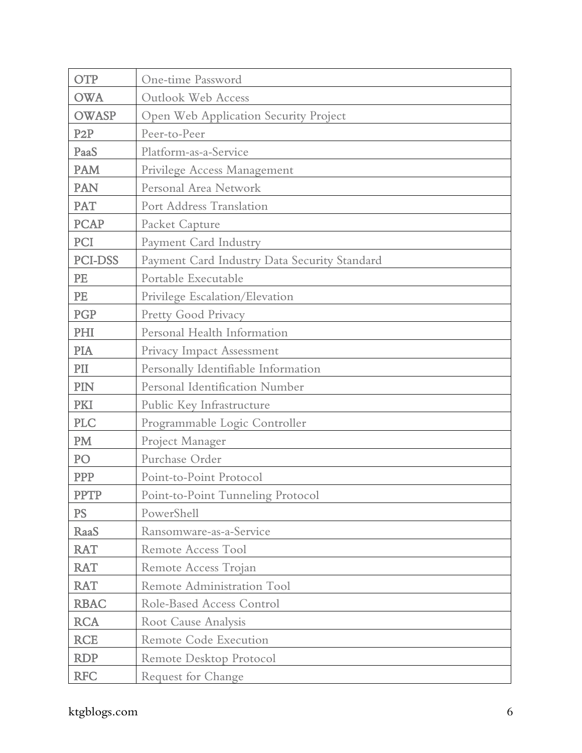| OTP | One-time Password |
| --- | --- |
| OWA | Outlook Web Access |
| OWASP | Open Web Application Security Project |
| P2P | Peer-to-Peer |
| PaaS | Platform-as-a-Service |
| PAM | Privilege Access Management |
| PAN | Personal Area Network |
| PAT | Port Address Translation |
| PCAP | Packet Capture |
| PCI | Payment Card Industry |
| PCI-DSS | Payment Card Industry Data Security Standard |
| PE | Portable Executable |
| PE | Privilege Escalation/Elevation |
| PGP | Pretty Good Privacy |
| PHI | Personal Health Information |
| PIA | Privacy Impact Assessment |
| PII | Personally Identifiable Information |
| PIN | Personal Identification Number |
| PKI | Public Key Infrastructure |
| PLC | Programmable Logic Controller |
| PM | Project Manager |
| PO | Purchase Order |
| PPP | Point-to-Point Protocol |
| PPTP | Point-to-Point Tunneling Protocol |
| PS | PowerShell |
| RaaS | Ransomware-as-a-Service |
| RAT | Remote Access Tool |
| RAT | Remote Access Trojan |
| RAT | Remote Administration Tool |
| RBAC | Role-Based Access Control |
| RCA | Root Cause Analysis |
| RCE | Remote Code Execution |
| RDP | Remote Desktop Protocol |
| RFC | Request for Change |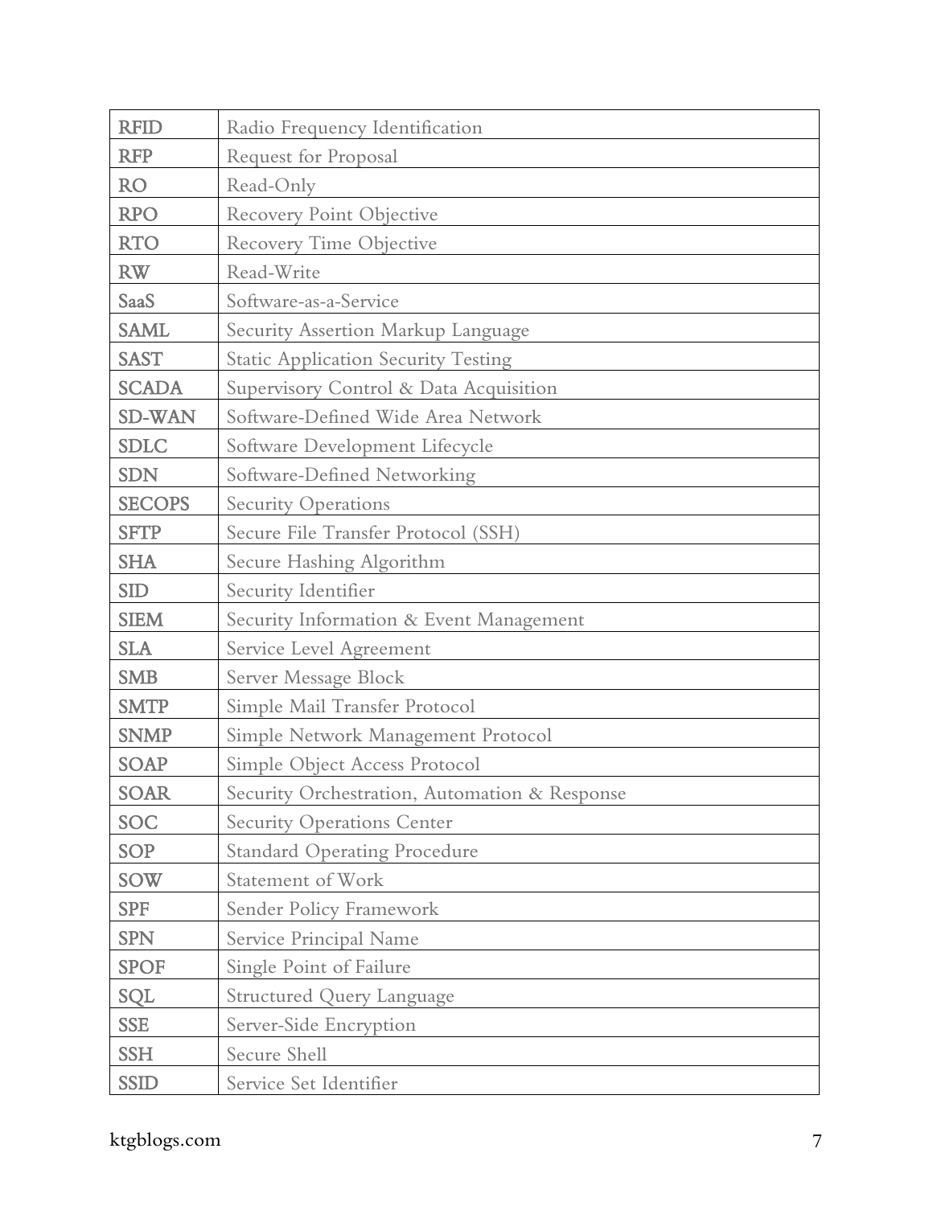| RFID | Radio Frequency Identification |
| --- | --- |
| RFP | Request for Proposal |
| RO | Read-Only |
| RPO | Recovery Point Objective |
| RTO | Recovery Time Objective |
| RW | Read-Write |
| SaaS | Software-as-a-Service |
| SAML | Security Assertion Markup Language |
| SAST | Static Application Security Testing |
| SCADA | Supervisory Control & Data Acquisition |
| SD-WAN | Software-Defined Wide Area Network |
| SDLC | Software Development Lifecycle |
| SDN | Software-Defined Networking |
| SECOPS | Security Operations |
| SFTP | Secure File Transfer Protocol (SSH) |
| SHA | Secure Hashing Algorithm |
| SID | Security Identifier |
| SIEM | Security Information & Event Management |
| SLA | Service Level Agreement |
| SMB | Server Message Block |
| SMTP | Simple Mail Transfer Protocol |
| SNMP | Simple Network Management Protocol |
| SOAP | Simple Object Access Protocol |
| SOAR | Security Orchestration, Automation & Response |
| SOC | Security Operations Center |
| SOP | Standard Operating Procedure |
| SOW | Statement of Work |
| SPF | Sender Policy Framework |
| SPN | Service Principal Name |
| SPOF | Single Point of Failure |
| SQL | Structured Query Language |
| SSE | Server-Side Encryption |
| SSH | Secure Shell |
| SSID | Service Set Identifier |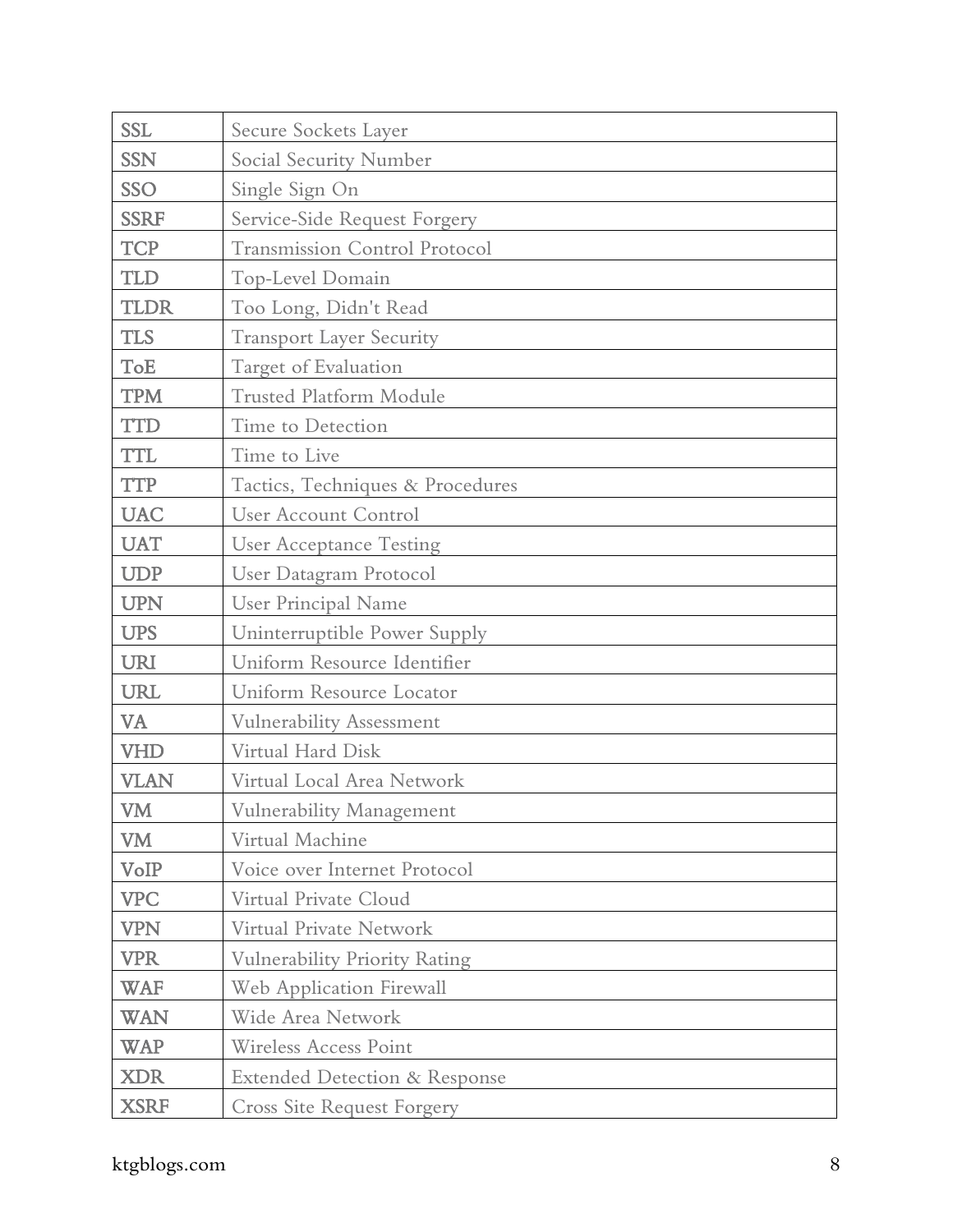| | |
|---|---|
| SSL | Secure Sockets Layer |
| SSN | Social Security Number |
| SSO | Single Sign On |
| SSRF | Service-Side Request Forgery |
| TCP | Transmission Control Protocol |
| TLD | Top-Level Domain |
| TLDR | Too Long, Didn't Read |
| TLS | Transport Layer Security |
| ToE | Target of Evaluation |
| TPM | Trusted Platform Module |
| TTD | Time to Detection |
| TTL | Time to Live |
| TTP | Tactics, Techniques & Procedures |
| UAC | User Account Control |
| UAT | User Acceptance Testing |
| UDP | User Datagram Protocol |
| UPN | User Principal Name |
| UPS | Uninterruptible Power Supply |
| URI | Uniform Resource Identifier |
| URL | Uniform Resource Locator |
| VA | Vulnerability Assessment |
| VHD | Virtual Hard Disk |
| VLAN | Virtual Local Area Network |
| VM | Vulnerability Management |
| VM | Virtual Machine |
| VoIP | Voice over Internet Protocol |
| VPC | Virtual Private Cloud |
| VPN | Virtual Private Network |
| VPR | Vulnerability Priority Rating |
| WAF | Web Application Firewall |
| WAN | Wide Area Network |
| WAP | Wireless Access Point |
| XDR | Extended Detection & Response |
| XSRF | Cross Site Request Forgery |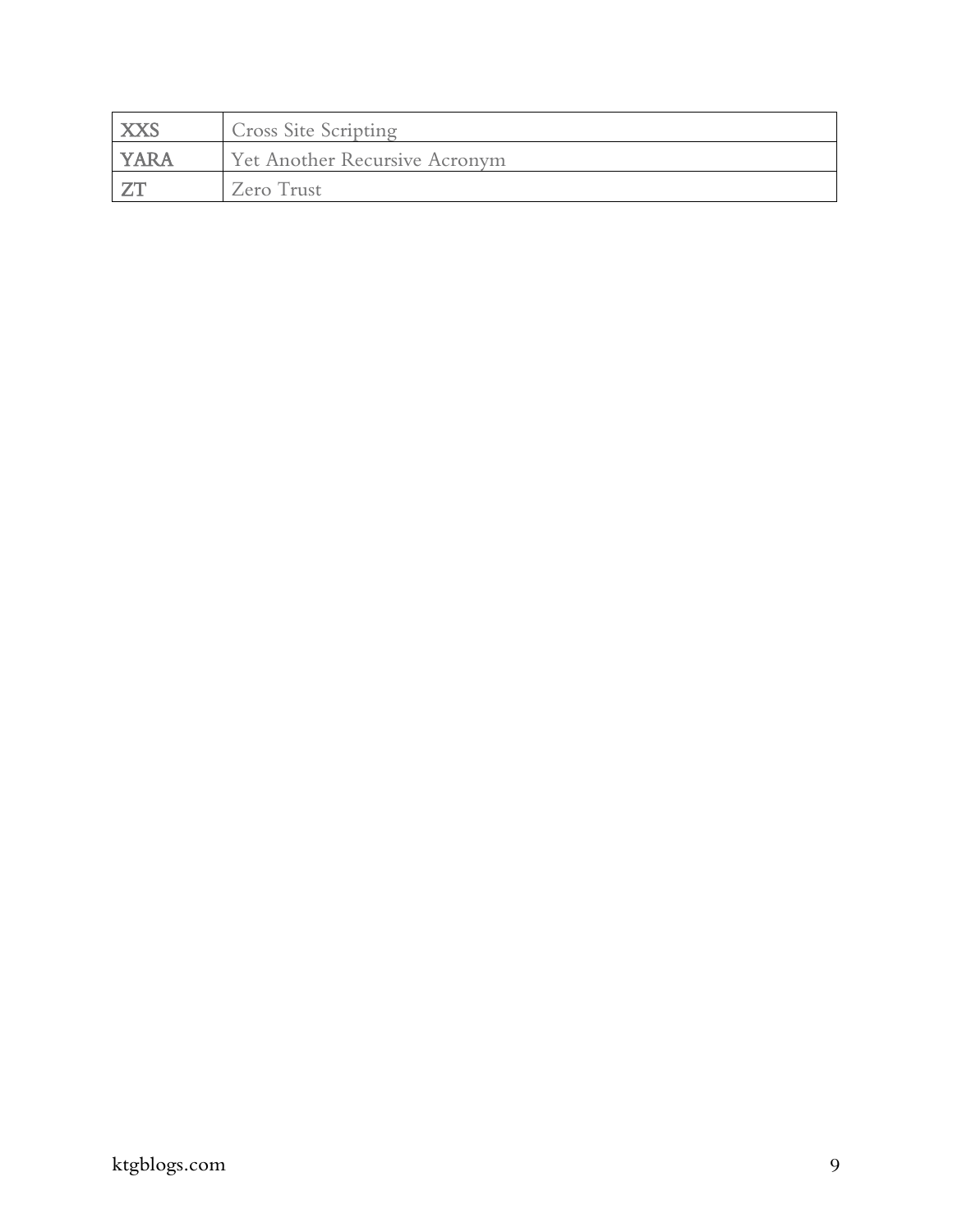| | |
|---|---|
| XXS | Cross Site Scripting |
| YARA | Yet Another Recursive Acronym |
| ZT | Zero Trust |